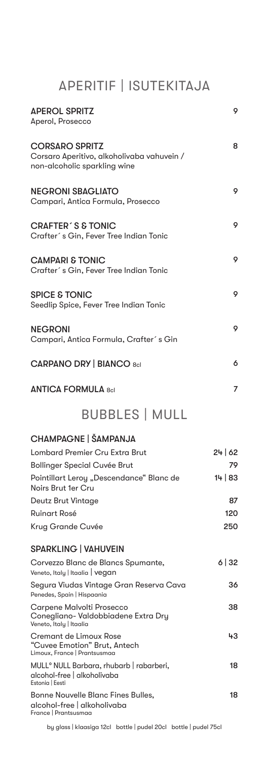# APERITIF | ISUTEKITAJA

| | |
|---|---|
| **APEROL SPRITZ**<br>Aperol, Prosecco | 9 |
| **CORSARO SPRITZ**<br>Corsaro Aperitivo, alkoholivaba vahuvein / non-alcoholic sparkling wine | 8 |
| **NEGRONI SBAGLIATO**<br>Campari, Antica Formula, Prosecco | 9 |
| **CRAFTER´S & TONIC**<br>Crafter´s Gin, Fever Tree Indian Tonic | 9 |
| **CAMPARI & TONIC**<br>Crafter´s Gin, Fever Tree Indian Tonic | 9 |
| **SPICE & TONIC**<br>Seedlip Spice, Fever Tree Indian Tonic | 9 |
| **NEGRONI**<br>Campari, Antica Formula, Crafter´s Gin | 9 |
| **CARPANO DRY \| BIANCO** 8cl | 6 |
| **ANTICA FORMULA** 8cl | 7 |

# BUBBLES | MULL

## CHAMPAGNE | ŠAMPANJA

| | |
|---|---|
| Lombard Premier Cru Extra Brut | 24 \| 62 |
| Bollinger Special Cuvée Brut | 79 |
| Pointillart Leroy „Descendance" Blanc de Noirs Brut 1er Cru | 14 \| 83 |
| Deutz Brut Vintage | 87 |
| Ruinart Rosé | 120 |
| Krug Grande Cuvée | 250 |

## SPARKLING | VAHUVEIN

| | |
|---|---|
| Corvezzo Blanc de Blancs Spumante,<br>Veneto, Italy \| Itaalia \| vegan | 6 \| 32 |
| Segura Viudas Vintage Gran Reserva Cava<br>Penedes, Spain \| Hispaania | 36 |
| Carpene Malvolti Prosecco Conegliano- Valdobbiadene Extra Dry<br>Veneto, Italy \| Itaalia | 38 |
| Cremant de Limoux Rose "Cuvee Emotion" Brut, Antech<br>Limoux, France \| Prantsusmaa | 43 |
| MULL° NULL Barbara, rhubarb \| rabarberi, alcohol-free \| alkoholivaba<br>Estonia \| Eesti | 18 |
| Bonne Nouvelle Blanc Fines Bulles, alcohol-free \| alkoholivaba<br>France \| Prantsusmaa | 18 |

by glass | klaasiga 12cl bottle | pudel 20cl bottle | pudel 75cl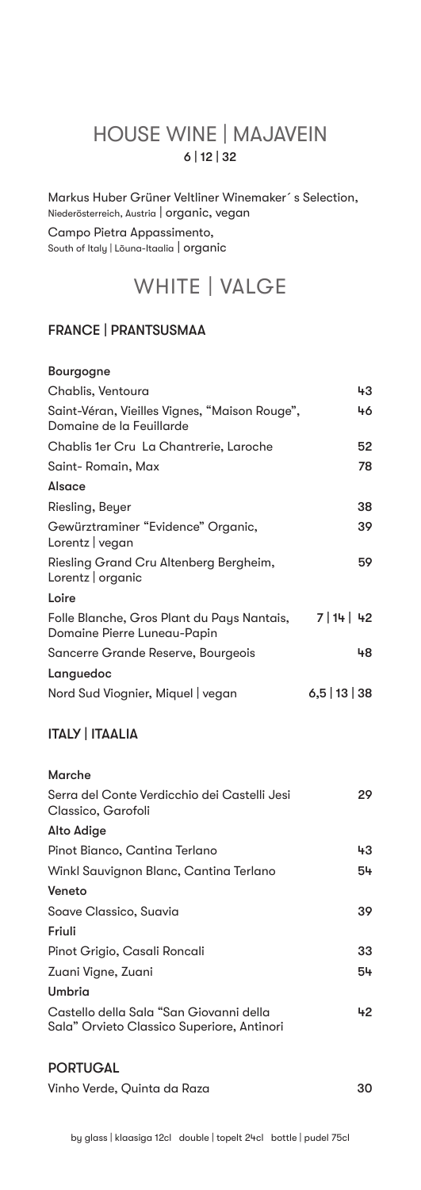## HOUSE WINE | MAJAVEIN

**6 | 12 | 32**

Markus Huber Grüner Veltliner Winemaker´ s Selection,
Niederösterreich, Austria | organic, vegan

Campo Pietra Appassimento,
South of Italy | Lõuna-Itaalia | organic

## WHITE | VALGE

### FRANCE | PRANTSUSMAA

| | |
|---|---|
| **Bourgogne** | |
| Chablis, Ventoura | 43 |
| Saint-Véran, Vieilles Vignes, "Maison Rouge", Domaine de la Feuillarde | 46 |
| Chablis 1er Cru La Chantrerie, Laroche | 52 |
| Saint- Romain, Max | 78 |
| **Alsace** | |
| Riesling, Beyer | 38 |
| Gewürztraminer "Evidence" Organic, Lorentz \| vegan | 39 |
| Riesling Grand Cru Altenberg Bergheim, Lorentz \| organic | 59 |
| **Loire** | |
| Folle Blanche, Gros Plant du Pays Nantais, Domaine Pierre Luneau-Papin | 7 \| 14 \| 42 |
| Sancerre Grande Reserve, Bourgeois | 48 |
| **Languedoc** | |
| Nord Sud Viognier, Miquel \| vegan | 6,5 \| 13 \| 38 |

### ITALY | ITAALIA

| | |
|---|---|
| **Marche** | |
| Serra del Conte Verdicchio dei Castelli Jesi Classico, Garofoli | 29 |
| **Alto Adige** | |
| Pinot Bianco, Cantina Terlano | 43 |
| Winkl Sauvignon Blanc, Cantina Terlano | 54 |
| **Veneto** | |
| Soave Classico, Suavia | 39 |
| **Friuli** | |
| Pinot Grigio, Casali Roncali | 33 |
| Zuani Vigne, Zuani | 54 |
| **Umbria** | |
| Castello della Sala "San Giovanni della Sala" Orvieto Classico Superiore, Antinori | 42 |

### PORTUGAL

| | |
|---|---|
| Vinho Verde, Quinta da Raza | 30 |

by glass | klaasiga 12cl double | topelt 24cl bottle | pudel 75cl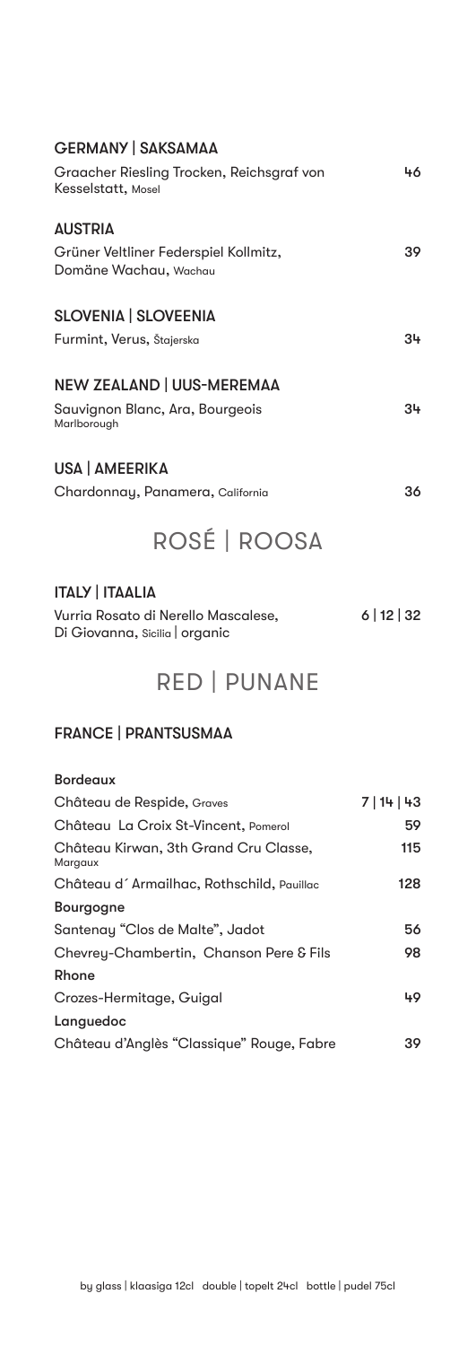### GERMANY | SAKSAMAA

| | |
|---|---|
| Graacher Riesling Trocken, Reichsgraf von Kesselstatt, Mosel | 46 |

### AUSTRIA

| | |
|---|---|
| Grüner Veltliner Federspiel Kollmitz, Domäne Wachau, Wachau | 39 |

### SLOVENIA | SLOVEENIA

| | |
|---|---|
| Furmint, Verus, Štajerska | 34 |

### NEW ZEALAND | UUS-MEREMAA

| | |
|---|---|
| Sauvignon Blanc, Ara, Bourgeois Marlborough | 34 |

### USA | AMEERIKA

| | |
|---|---|
| Chardonnay, Panamera, California | 36 |

## ROSÉ | ROOSA

### ITALY | ITAALIA

| | |
|---|---|
| Vurria Rosato di Nerello Mascalese, Di Giovanna, Sicilia \| organic | 6 \| 12 \| 32 |

## RED | PUNANE

### FRANCE | PRANTSUSMAA

| | |
|---|---|
| **Bordeaux** | |
| Château de Respide, Graves | 7 \| 14 \| 43 |
| Château La Croix St-Vincent, Pomerol | 59 |
| Château Kirwan, 3th Grand Cru Classe, Margaux | 115 |
| Château d´Armailhac, Rothschild, Pauillac | 128 |
| **Bourgogne** | |
| Santenay "Clos de Malte", Jadot | 56 |
| Chevrey-Chambertin, Chanson Pere & Fils | 98 |
| **Rhone** | |
| Crozes-Hermitage, Guigal | 49 |
| **Languedoc** | |
| Château d'Anglès "Classique" Rouge, Fabre | 39 |

by glass | klaasiga 12cl double | topelt 24cl bottle | pudel 75cl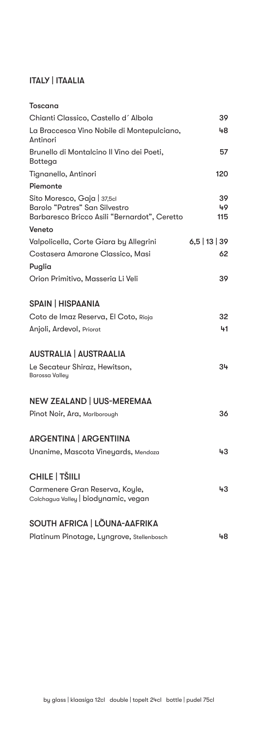## ITALY | ITAALIA

| | |
|---|---|
| **Toscana** | |
| Chianti Classico, Castello d´Albola | 39 |
| La Braccesca Vino Nobile di Montepulciano, Antinori | 48 |
| Brunello di Montalcino Il Vino dei Poeti, Bottega | 57 |
| Tignanello, Antinori | 120 |
| **Piemonte** | |
| Sito Moresco, Gaja \| 37,5cl | 39 |
| Barolo "Patres" San Silvestro | 49 |
| Barbaresco Bricco Asili "Bernardot", Ceretto | 115 |
| **Veneto** | |
| Valpolicella, Corte Giara by Allegrini | 6,5 \| 13 \| 39 |
| Costasera Amarone Classico, Masi | 62 |
| **Puglia** | |
| Orion Primitivo, Masseria Li Veli | 39 |

## SPAIN | HISPAANIA

| | |
|---|---|
| Coto de Imaz Reserva, El Coto, Rioja | 32 |
| Anjoli, Ardevol, Priorat | 41 |

## AUSTRALIA | AUSTRAALIA

| | |
|---|---|
| Le Secateur Shiraz, Hewitson, Barossa Valley | 34 |

## NEW ZEALAND | UUS-MEREMAA

| | |
|---|---|
| Pinot Noir, Ara, Marlborough | 36 |

## ARGENTINA | ARGENTIINA

| | |
|---|---|
| Unanime, Mascota Vineyards, Mendoza | 43 |

## CHILE | TŠIILI

| | |
|---|---|
| Carmenere Gran Reserva, Koyle, Colchagua Valley \| biodynamic, vegan | 43 |

## SOUTH AFRICA | LÕUNA-AAFRIKA

| | |
|---|---|
| Platinum Pinotage, Lyngrove, Stellenbosch | 48 |

by glass | klaasiga 12cl double | topelt 24cl bottle | pudel 75cl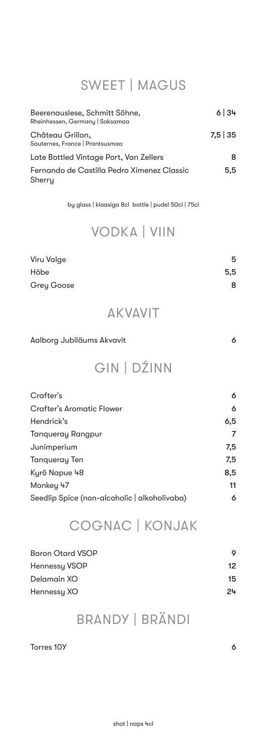## SWEET | MAGUS

| | |
|---|---|
| Beerenauslese, Schmitt Söhne, Rheinhessen, Germany \| Saksamaa | 6 \| 34 |
| Château Grillon, Sauternes, France \| Prantsusmaa | 7,5 \| 35 |
| Late Bottled Vintage Port, Van Zellers | 8 |
| Fernando de Castilla Pedro Ximenez Classic Sherry | 5,5 |

by glass | klaasiga 8cl bottle | pudel 50cl | 75cl

## VODKA | VIIN

| | |
|---|---|
| Viru Valge | 5 |
| Hõbe | 5,5 |
| Grey Goose | 8 |

## AKVAVIT

| | |
|---|---|
| Aalborg Jubiläums Akvavit | 6 |

## GIN | DŽINN

| | |
|---|---|
| Crafter's | 6 |
| Crafter's Aromatic Flower | 6 |
| Hendrick's | 6,5 |
| Tanqueray Rangpur | 7 |
| Junimperium | 7,5 |
| Tanqueray Ten | 7,5 |
| Kyrö Napue 48 | 8,5 |
| Monkey 47 | 11 |
| Seedlip Spice (non-alcoholic \| alkoholivaba) | 6 |

## COGNAC | KONJAK

| | |
|---|---|
| Baron Otard VSOP | 9 |
| Hennessy VSOP | 12 |
| Delamain XO | 15 |
| Hennessy XO | 24 |

## BRANDY | BRÄNDI

| | |
|---|---|
| Torres 10Y | 6 |

shot | naps 4cl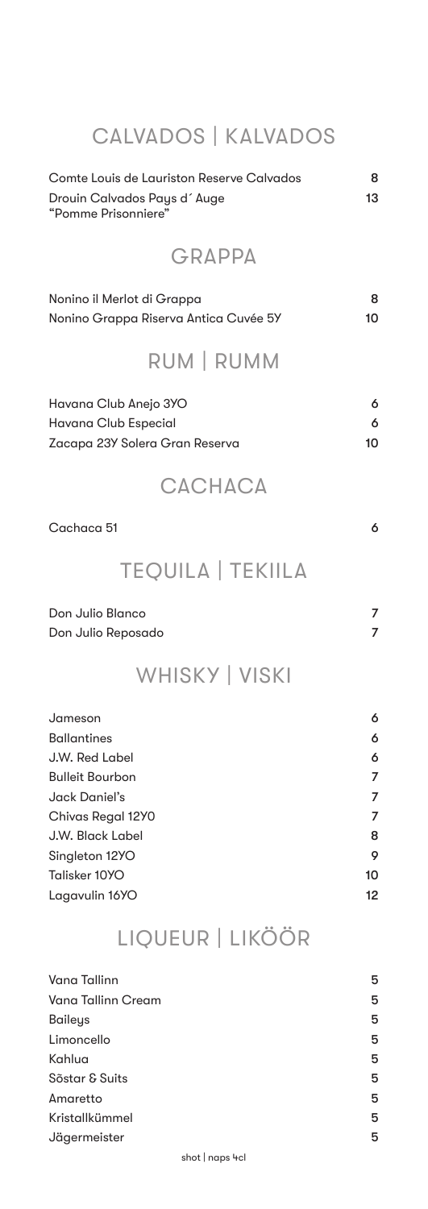## CALVADOS | KALVADOS

| | |
|---|---|
| Comte Louis de Lauriston Reserve Calvados | 8 |
| Drouin Calvados Pays d´Auge "Pomme Prisonniere" | 13 |

## GRAPPA

| | |
|---|---|
| Nonino il Merlot di Grappa | 8 |
| Nonino Grappa Riserva Antica Cuvée 5Y | 10 |

## RUM | RUMM

| | |
|---|---|
| Havana Club Anejo 3YO | 6 |
| Havana Club Especial | 6 |
| Zacapa 23Y Solera Gran Reserva | 10 |

## CACHACA

| | |
|---|---|
| Cachaca 51 | 6 |

## TEQUILA | TEKIILA

| | |
|---|---|
| Don Julio Blanco | 7 |
| Don Julio Reposado | 7 |

## WHISKY | VISKI

| | |
|---|---|
| Jameson | 6 |
| Ballantines | 6 |
| J.W. Red Label | 6 |
| Bulleit Bourbon | 7 |
| Jack Daniel's | 7 |
| Chivas Regal 12Y0 | 7 |
| J.W. Black Label | 8 |
| Singleton 12YO | 9 |
| Talisker 10YO | 10 |
| Lagavulin 16YO | 12 |

## LIQUEUR | LIKÖÖR

| | |
|---|---|
| Vana Tallinn | 5 |
| Vana Tallinn Cream | 5 |
| Baileys | 5 |
| Limoncello | 5 |
| Kahlua | 5 |
| Sõstar & Suits | 5 |
| Amaretto | 5 |
| Kristallkümmel | 5 |
| Jägermeister | 5 |

shot | naps 4cl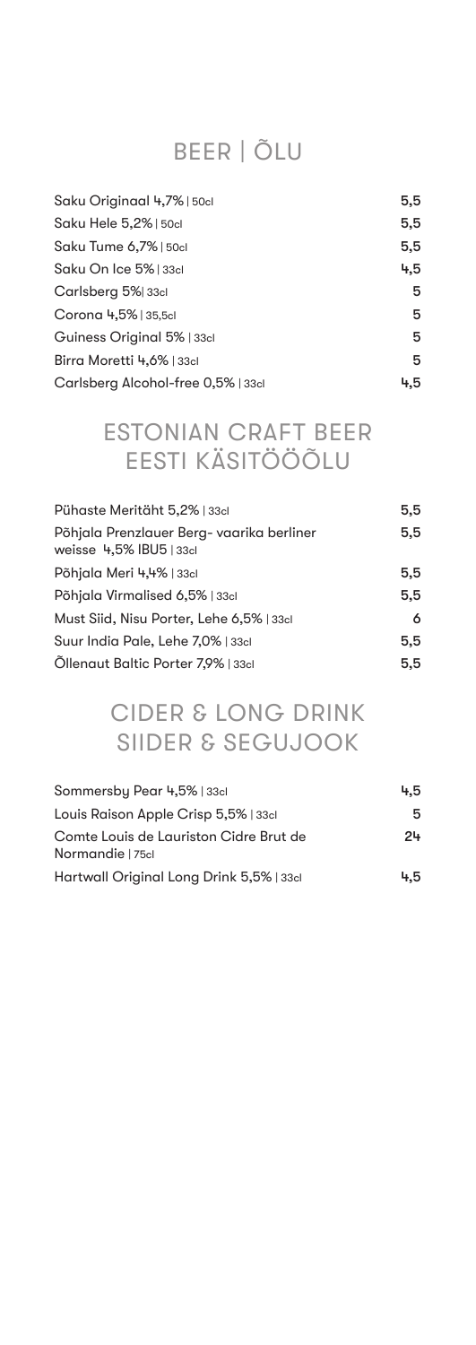# BEER | ÕLU

| | |
|---|---|
| Saku Originaal 4,7% \| 50cl | 5,5 |
| Saku Hele 5,2% \| 50cl | 5,5 |
| Saku Tume 6,7% \| 50cl | 5,5 |
| Saku On Ice 5% \| 33cl | 4,5 |
| Carlsberg 5%\| 33cl | 5 |
| Corona 4,5% \| 35,5cl | 5 |
| Guiness Original 5% \| 33cl | 5 |
| Birra Moretti 4,6% \| 33cl | 5 |
| Carlsberg Alcohol-free 0,5% \| 33cl | 4,5 |

# ESTONIAN CRAFT BEER
# EESTI KÄSITÖÖÕLU

| | |
|---|---|
| Pühaste Meritäht 5,2% \| 33cl | 5,5 |
| Põhjala Prenzlauer Berg- vaarika berliner weisse 4,5% IBU5 \| 33cl | 5,5 |
| Põhjala Meri 4,4% \| 33cl | 5,5 |
| Põhjala Virmalised 6,5% \| 33cl | 5,5 |
| Must Siid, Nisu Porter, Lehe 6,5% \| 33cl | 6 |
| Suur India Pale, Lehe 7,0% \| 33cl | 5,5 |
| Õllenaut Baltic Porter 7,9% \| 33cl | 5,5 |

# CIDER & LONG DRINK
# SIIDER & SEGUJOOK

| | |
|---|---|
| Sommersby Pear 4,5% \| 33cl | 4,5 |
| Louis Raison Apple Crisp 5,5% \| 33cl | 5 |
| Comte Louis de Lauriston Cidre Brut de Normandie \| 75cl | 24 |
| Hartwall Original Long Drink 5,5% \| 33cl | 4,5 |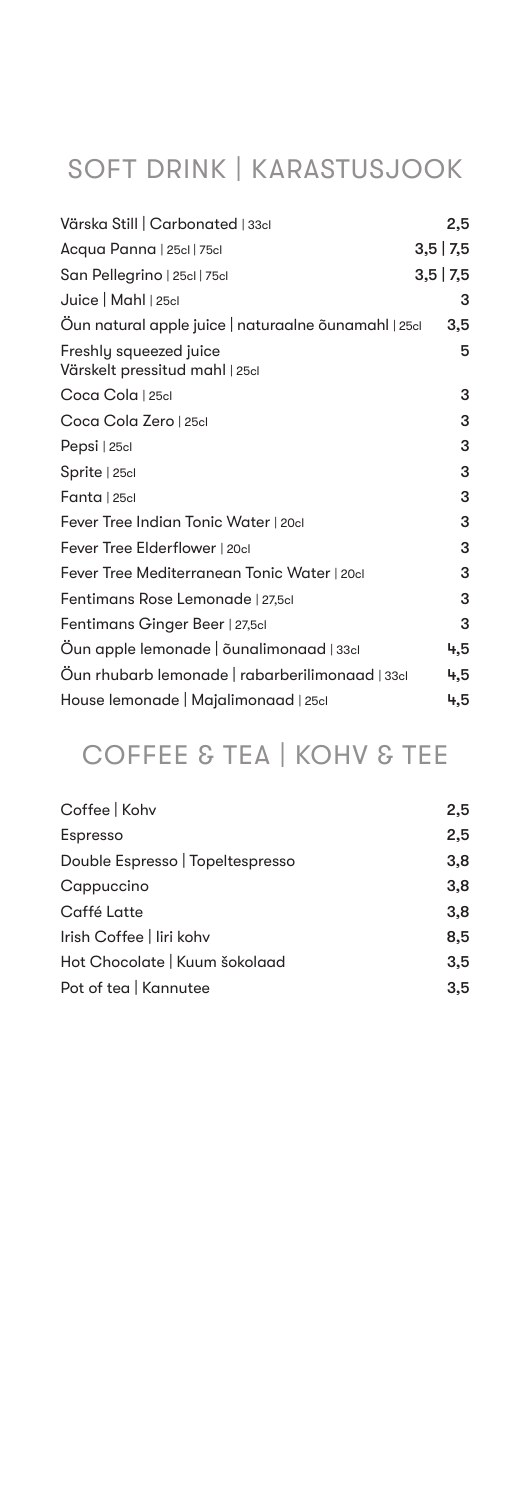## SOFT DRINK | KARASTUSJOOK

| | |
|---|---|
| Värska Still \| Carbonated \| 33cl | 2,5 |
| Acqua Panna \| 25cl \| 75cl | 3,5 \| 7,5 |
| San Pellegrino \| 25cl \| 75cl | 3,5 \| 7,5 |
| Juice \| Mahl \| 25cl | 3 |
| Õun natural apple juice \| naturaalne õunamahl \| 25cl | 3,5 |
| Freshly squeezed juice<br>Värskelt pressitud mahl \| 25cl | 5 |
| Coca Cola \| 25cl | 3 |
| Coca Cola Zero \| 25cl | 3 |
| Pepsi \| 25cl | 3 |
| Sprite \| 25cl | 3 |
| Fanta \| 25cl | 3 |
| Fever Tree Indian Tonic Water \| 20cl | 3 |
| Fever Tree Elderflower \| 20cl | 3 |
| Fever Tree Mediterranean Tonic Water \| 20cl | 3 |
| Fentimans Rose Lemonade \| 27,5cl | 3 |
| Fentimans Ginger Beer \| 27,5cl | 3 |
| Õun apple lemonade \| õunalimonaad \| 33cl | 4,5 |
| Õun rhubarb lemonade \| rabarberilimonaad \| 33cl | 4,5 |
| House lemonade \| Majalimonaad \| 25cl | 4,5 |

## COFFEE & TEA | KOHV & TEE

| | |
|---|---|
| Coffee \| Kohv | 2,5 |
| Espresso | 2,5 |
| Double Espresso \| Topeltespresso | 3,8 |
| Cappuccino | 3,8 |
| Caffé Latte | 3,8 |
| Irish Coffee \| Iiri kohv | 8,5 |
| Hot Chocolate \| Kuum šokolaad | 3,5 |
| Pot of tea \| Kannutee | 3,5 |